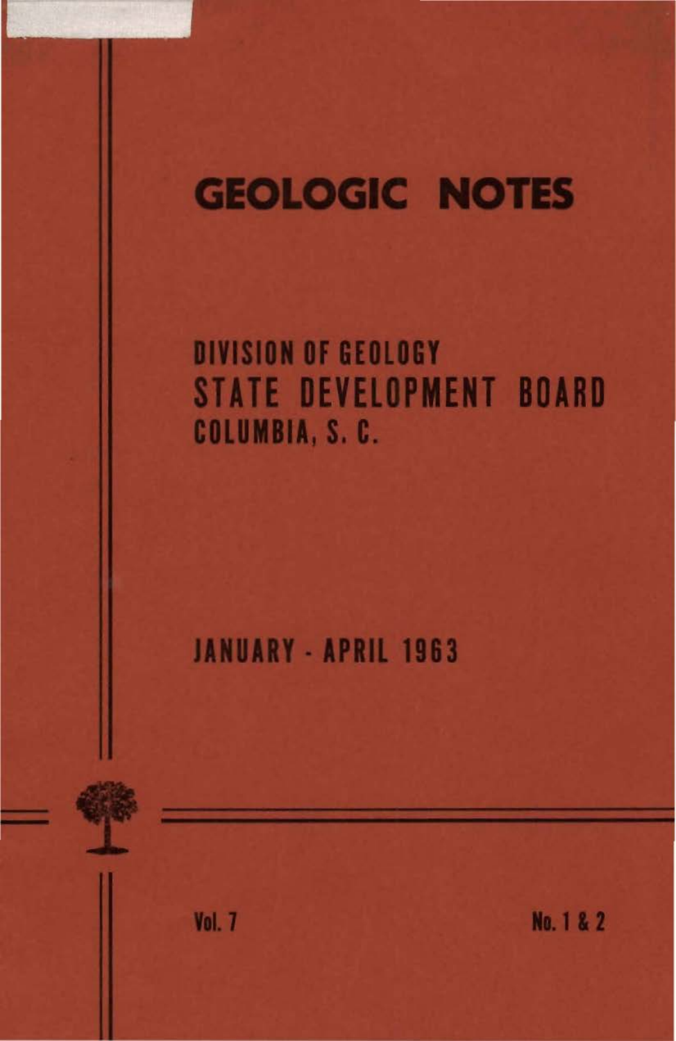# GEOLOGIC NOTES

## DIVISION OF GEOLOGY
## STATE DEVELOPMENT BOARD
## COLUMBIA, S. C.

### JANUARY - APRIL 1963

Vol. 7

No. 1 & 2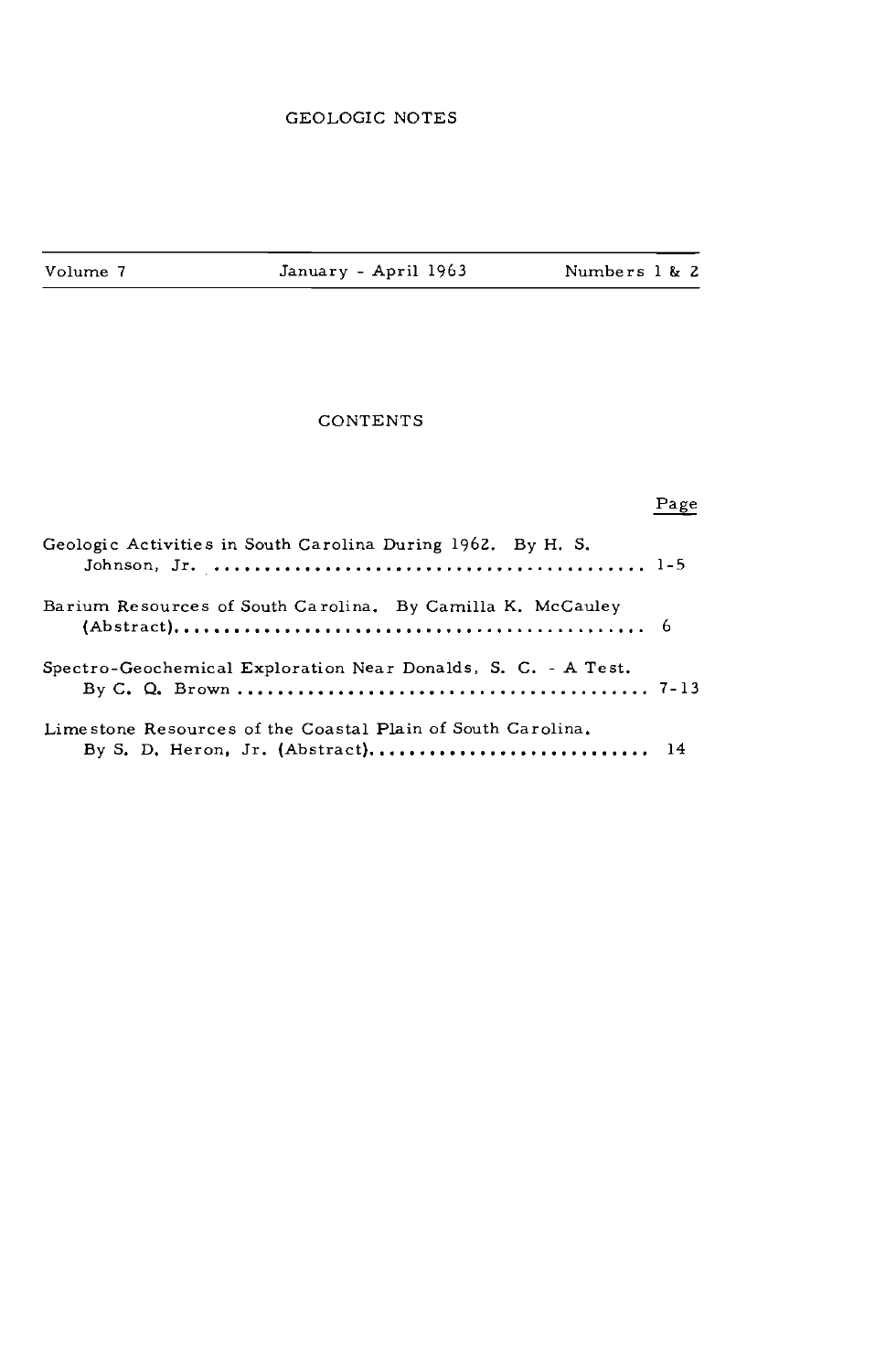# GEOLOGIC NOTES

Volume 7 | January - April 1963 | Numbers 1 & 2

## CONTENTS

| | Page |
|---|---|
| Geologic Activities in South Carolina During 1962. By H. S. Johnson, Jr. | 1-5 |
| Barium Resources of South Carolina. By Camilla K. McCauley (Abstract) | 6 |
| Spectro-Geochemical Exploration Near Donalds, S. C. - A Test. By C. Q. Brown | 7-13 |
| Limestone Resources of the Coastal Plain of South Carolina. By S. D. Heron, Jr. (Abstract) | 14 |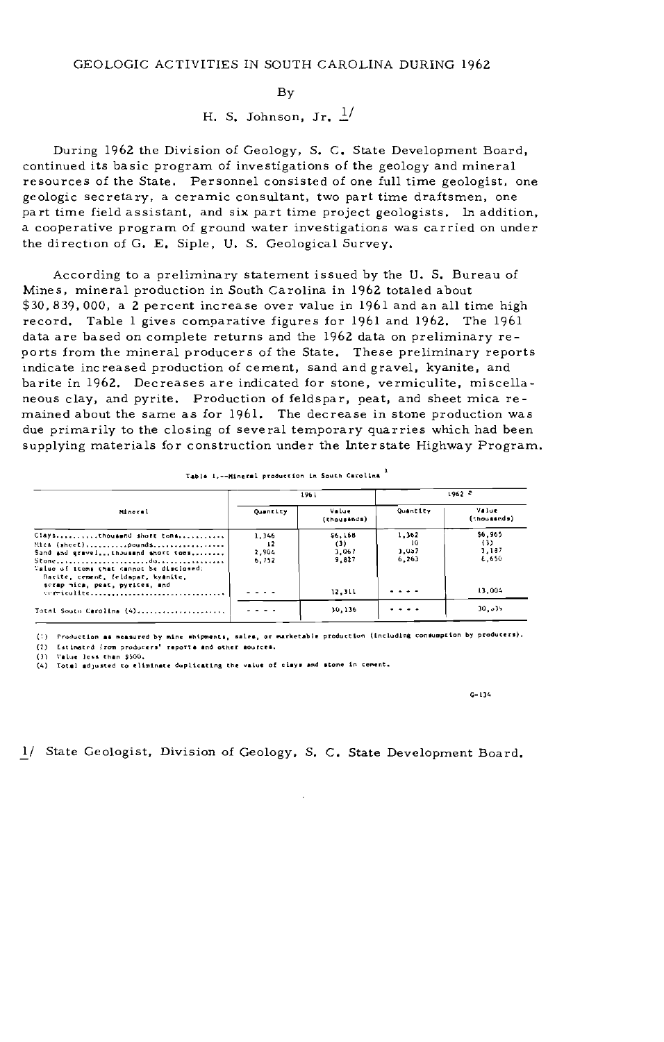# GEOLOGIC ACTIVITIES IN SOUTH CAROLINA DURING 1962

By

H. S. Johnson, Jr. [1/]

During 1962 the Division of Geology, S. C. State Development Board, continued its basic program of investigations of the geology and mineral resources of the State. Personnel consisted of one full time geologist, one geologic secretary, a ceramic consultant, two part time draftsmen, one part time field assistant, and six part time project geologists. In addition, a cooperative program of ground water investigations was carried on under the direction of G. E. Siple, U. S. Geological Survey.

According to a preliminary statement issued by the U. S. Bureau of Mines, mineral production in South Carolina in 1962 totaled about $30,839,000, a 2 percent increase over value in 1961 and an all time high record. Table 1 gives comparative figures for 1961 and 1962. The 1961 data are based on complete returns and the 1962 data on preliminary reports from the mineral producers of the State. These preliminary reports indicate increased production of cement, sand and gravel, kyanite, and barite in 1962. Decreases are indicated for stone, vermiculite, miscellaneous clay, and pyrite. Production of feldspar, peat, and sheet mica remained about the same as for 1961. The decrease in stone production was due primarily to the closing of several temporary quarries which had been supplying materials for construction under the Interstate Highway Program.

Table 1.--Mineral production in South Carolina [1]

| Mineral | 1961 | | 1962 [2] | |
|---|---|---|---|---|
| | Quantity | Value (thousands) | Quantity | Value (thousands) |
| Clays..........thousand short tons........... | 1,346 | $6,168 | 1,362 | $6,965 |
| Mica (sheet)..........pounds.................. | 12 | (3) | 10 | (3) |
| Sand and gravel....thousand short tons........ | 2,904 | 3,067 | 3,037 | 3,187 |
| Stone.......................do................ | 6,752 | 9,827 | 6,263 | 8,650 |
| Value of items that cannot be disclosed: Barite, cement, feldspar, kyanite, scrap mica, peat, pyrites, and vermiculite................................ | - - - - | 12,311 | - - - - | 13,004 |
| Total South Carolina (4)..................... | - - - - | 30,136 | - - - - | 30,839 |

(1) Production as measured by mine shipments, sales, or marketable production (including consumption by producers).
(2) Estimated from producers' reports and other sources.
(3) Value less than $500.
(4) Total adjusted to eliminate duplicating the value of clays and stone in cement.

G-134

1/ State Geologist, Division of Geology, S. C. State Development Board.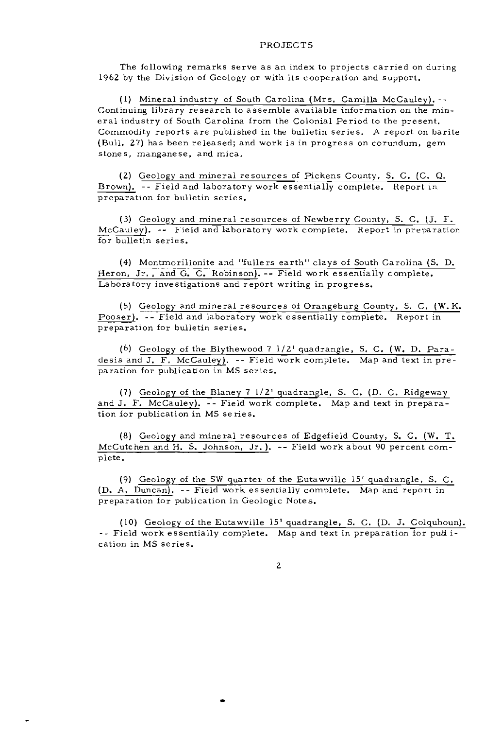## PROJECTS

The following remarks serve as an index to projects carried on during 1962 by the Division of Geology or with its cooperation and support.

(1) Mineral industry of South Carolina (Mrs. Camilla McCauley). -- Continuing library research to assemble available information on the mineral industry of South Carolina from the Colonial Period to the present. Commodity reports are published in the bulletin series. A report on barite (Bull. 27) has been released; and work is in progress on corundum, gem stones, manganese, and mica.

(2) Geology and mineral resources of Pickens County, S. C. (C. Q. Brown). -- Field and laboratory work essentially complete. Report in preparation for bulletin series.

(3) Geology and mineral resources of Newberry County, S. C. (J. F. McCauley). -- Field and laboratory work complete. Report in preparation for bulletin series.

(4) Montmorillonite and "fullers earth" clays of South Carolina (S. D. Heron, Jr., and G. C. Robinson). -- Field work essentially complete. Laboratory investigations and report writing in progress.

(5) Geology and mineral resources of Orangeburg County, S. C. (W. K. Pooser). -- Field and laboratory work essentially complete. Report in preparation for bulletin series.

(6) Geology of the Blythewood 7 1/2' quadrangle, S. C. (W. D. Paradesis and J. F. McCauley). -- Field work complete. Map and text in preparation for publication in MS series.

(7) Geology of the Blaney 7 1/2' quadrangle, S. C. (D. C. Ridgeway and J. F. McCauley). -- Field work complete. Map and text in preparation for publication in MS series.

(8) Geology and mineral resources of Edgefield County, S. C. (W. T. McCutchen and H. S. Johnson, Jr.). -- Field work about 90 percent complete.

(9) Geology of the SW quarter of the Eutawville 15' quadrangle, S. C. (D. A. Duncan). -- Field work essentially complete. Map and report in preparation for publication in Geologic Notes.

(10) Geology of the Eutawville 15' quadrangle, S. C. (D. J. Colquhoun). -- Field work essentially complete. Map and text in preparation for publication in MS series.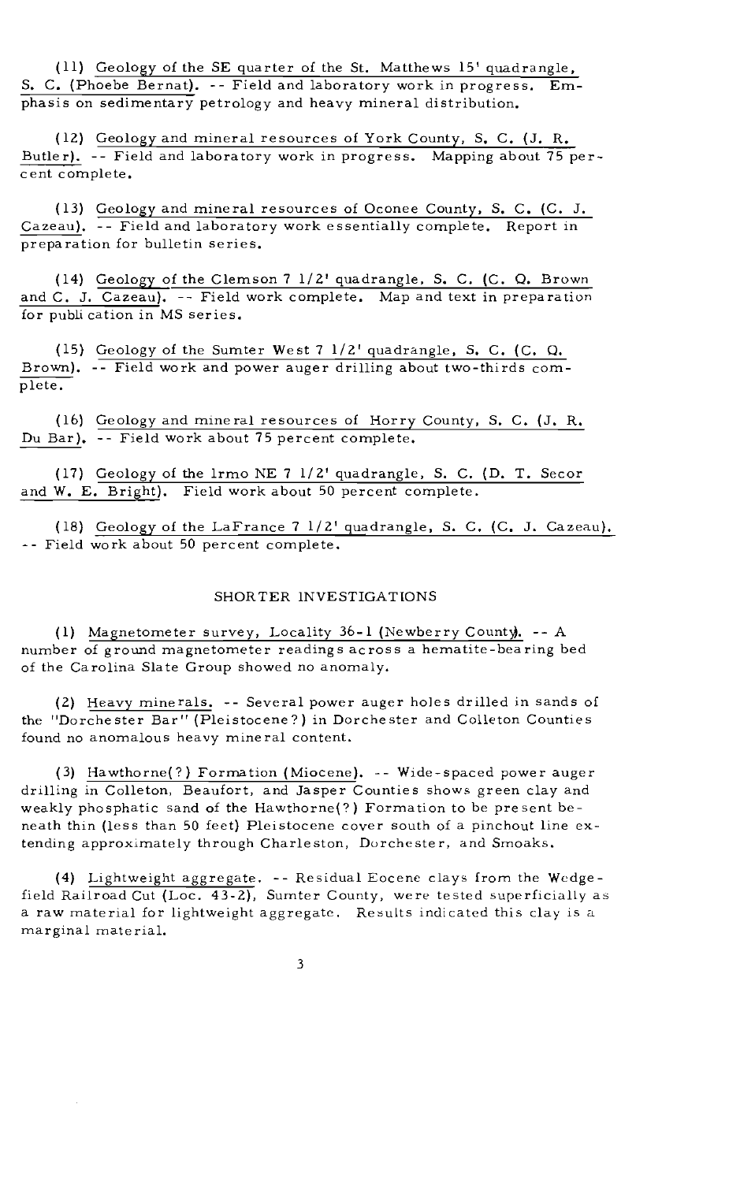(11) Geology of the SE quarter of the St. Matthews 15' quadrangle, S. C. (Phoebe Bernat). -- Field and laboratory work in progress. Emphasis on sedimentary petrology and heavy mineral distribution.

(12) Geology and mineral resources of York County, S. C. (J. R. Butler). -- Field and laboratory work in progress. Mapping about 75 percent complete.

(13) Geology and mineral resources of Oconee County, S. C. (C. J. Cazeau). -- Field and laboratory work essentially complete. Report in preparation for bulletin series.

(14) Geology of the Clemson 7 1/2' quadrangle, S. C. (C. Q. Brown and C. J. Cazeau). -- Field work complete. Map and text in preparation for publication in MS series.

(15) Geology of the Sumter West 7 1/2' quadrangle, S. C. (C. Q. Brown). -- Field work and power auger drilling about two-thirds complete.

(16) Geology and mineral resources of Horry County, S. C. (J. R. Du Bar). -- Field work about 75 percent complete.

(17) Geology of the Irmo NE 7 1/2' quadrangle, S. C. (D. T. Secor and W. E. Bright). Field work about 50 percent complete.

(18) Geology of the LaFrance 7 1/2' quadrangle, S. C. (C. J. Cazeau). -- Field work about 50 percent complete.

## SHORTER INVESTIGATIONS

(1) Magnetometer survey, Locality 36-1 (Newberry County). -- A number of ground magnetometer readings across a hematite-bearing bed of the Carolina Slate Group showed no anomaly.

(2) Heavy minerals. -- Several power auger holes drilled in sands of the "Dorchester Bar" (Pleistocene?) in Dorchester and Colleton Counties found no anomalous heavy mineral content.

(3) Hawthorne(?) Formation (Miocene). -- Wide-spaced power auger drilling in Colleton, Beaufort, and Jasper Counties shows green clay and weakly phosphatic sand of the Hawthorne(?) Formation to be present beneath thin (less than 50 feet) Pleistocene cover south of a pinchout line extending approximately through Charleston, Dorchester, and Smoaks.

(4) Lightweight aggregate. -- Residual Eocene clays from the Wedgefield Railroad Cut (Loc. 43-2), Sumter County, were tested superficially as a raw material for lightweight aggregate. Results indicated this clay is a marginal material.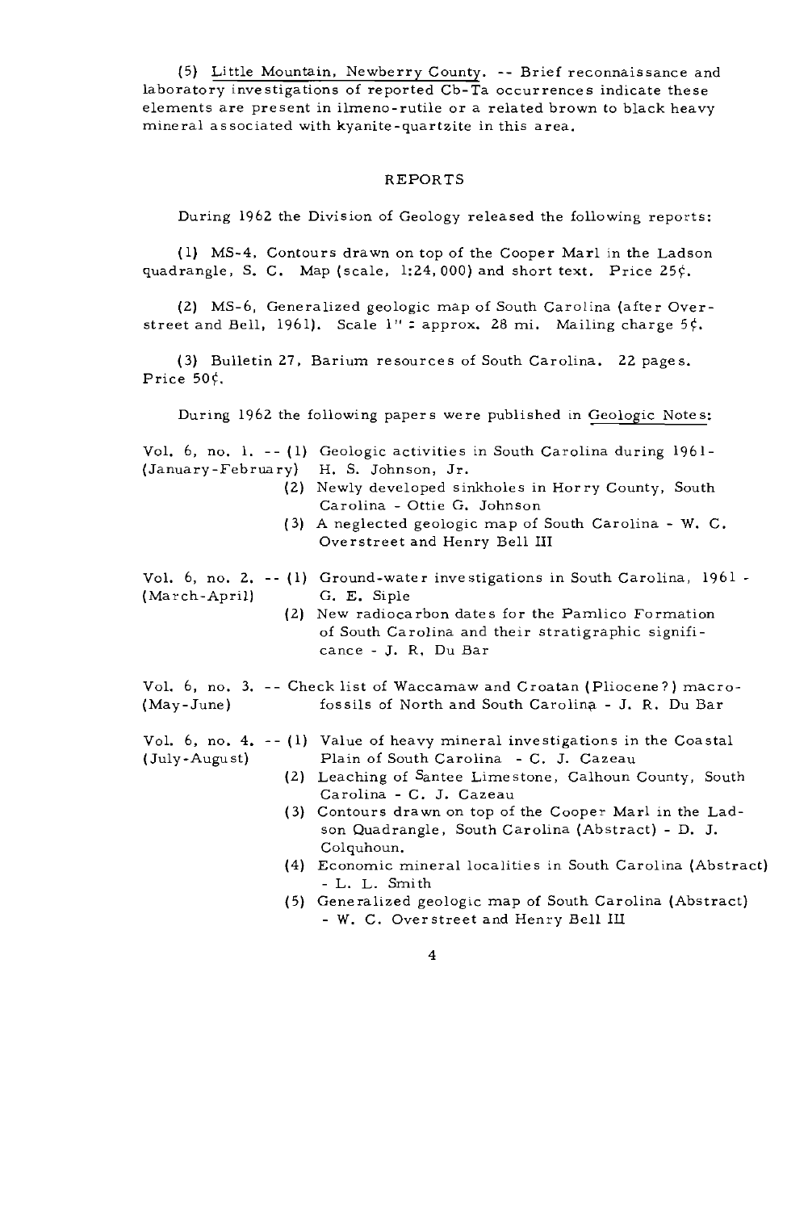(5) Little Mountain, Newberry County. -- Brief reconnaissance and laboratory investigations of reported Cb-Ta occurrences indicate these elements are present in ilmeno-rutile or a related brown to black heavy mineral associated with kyanite-quartzite in this area.

## REPORTS

During 1962 the Division of Geology released the following reports:

(1) MS-4, Contours drawn on top of the Cooper Marl in the Ladson quadrangle, S. C. Map (scale, 1:24,000) and short text. Price 25¢.

(2) MS-6, Generalized geologic map of South Carolina (after Overstreet and Bell, 1961). Scale 1" = approx. 28 mi. Mailing charge 5¢.

(3) Bulletin 27, Barium resources of South Carolina. 22 pages. Price 50¢.

During 1962 the following papers were published in Geologic Notes:

Vol. 6, no. 1. -- (January-February)
- (1) Geologic activities in South Carolina during 1961 - H. S. Johnson, Jr.
- (2) Newly developed sinkholes in Horry County, South Carolina - Ottie G. Johnson
- (3) A neglected geologic map of South Carolina - W. C. Overstreet and Henry Bell III

Vol. 6, no. 2. -- (March-April)
- (1) Ground-water investigations in South Carolina, 1961 - G. E. Siple
- (2) New radiocarbon dates for the Pamlico Formation of South Carolina and their stratigraphic significance - J. R. Du Bar

Vol. 6, no. 3. -- (May-June)
- Check list of Waccamaw and Croatan (Pliocene?) macrofossils of North and South Carolina - J. R. Du Bar

Vol. 6, no. 4. -- (July-August)
- (1) Value of heavy mineral investigations in the Coastal Plain of South Carolina - C. J. Cazeau
- (2) Leaching of Santee Limestone, Calhoun County, South Carolina - C. J. Cazeau
- (3) Contours drawn on top of the Cooper Marl in the Ladson Quadrangle, South Carolina (Abstract) - D. J. Colquhoun.
- (4) Economic mineral localities in South Carolina (Abstract) - L. L. Smith
- (5) Generalized geologic map of South Carolina (Abstract) - W. C. Overstreet and Henry Bell III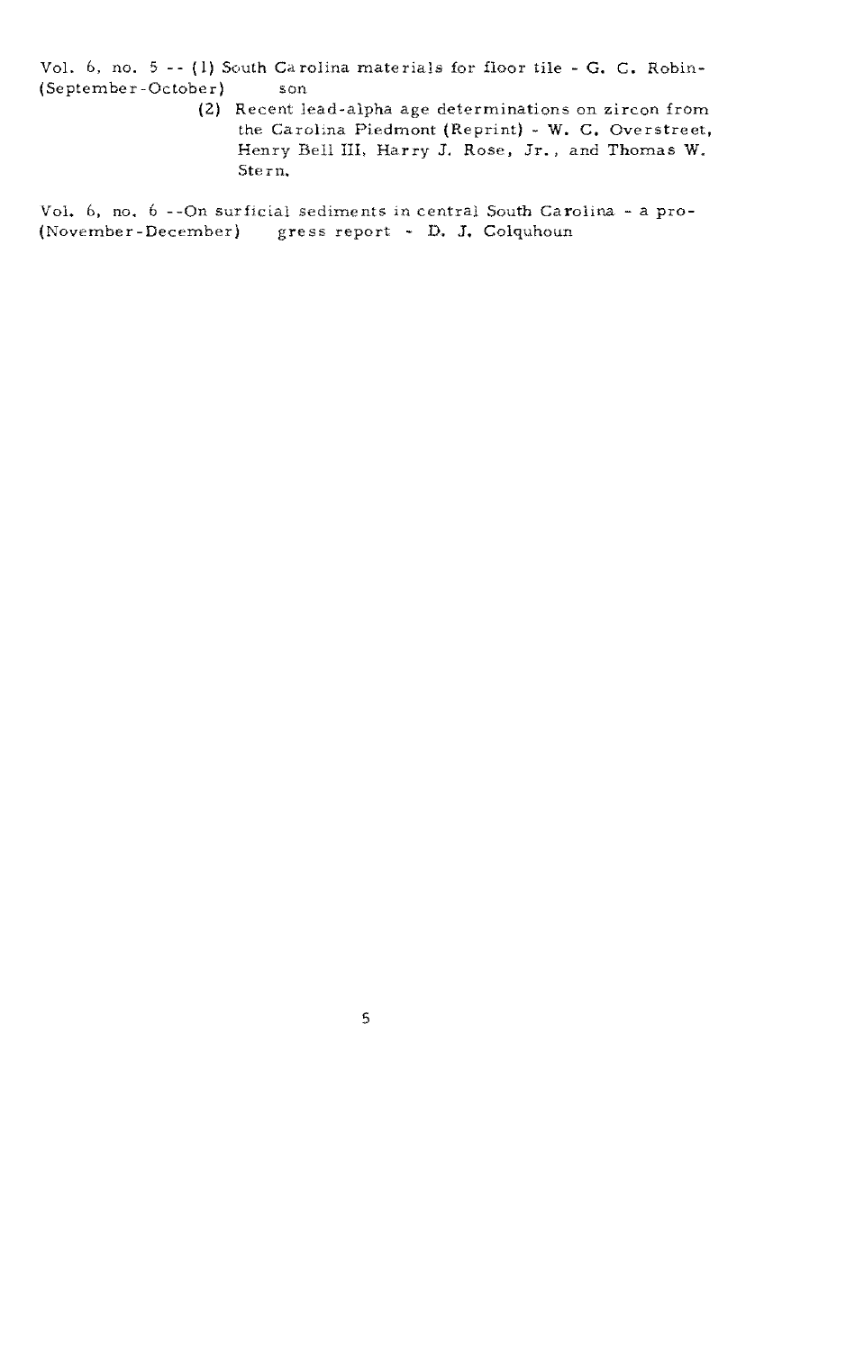Vol. 6, no. 5 -- (1) South Carolina materials for floor tile - G. C. Robinson
(September-October)

(2) Recent lead-alpha age determinations on zircon from the Carolina Piedmont (Reprint) - W. C. Overstreet, Henry Bell III, Harry J. Rose, Jr., and Thomas W. Stern.

Vol. 6, no. 6 --On surficial sediments in central South Carolina - a progress report - D. J. Colquhoun
(November-December)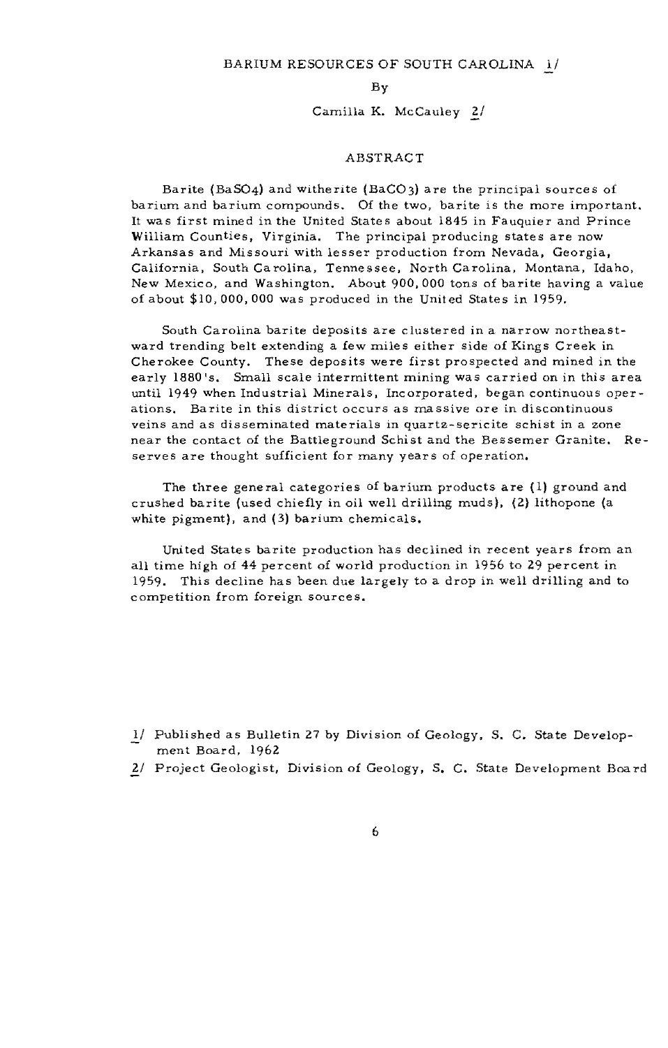# BARIUM RESOURCES OF SOUTH CAROLINA [1]

By

Camilla K. McCauley [2]

## ABSTRACT

Barite ($BaSO_4$) and witherite ($BaCO_3$) are the principal sources of barium and barium compounds. Of the two, barite is the more important. It was first mined in the United States about 1845 in Fauquier and Prince William Counties, Virginia. The principal producing states are now Arkansas and Missouri with lesser production from Nevada, Georgia, California, South Carolina, Tennessee, North Carolina, Montana, Idaho, New Mexico, and Washington. About 900,000 tons of barite having a value of about $10,000,000 was produced in the United States in 1959.

South Carolina barite deposits are clustered in a narrow northeastward trending belt extending a few miles either side of Kings Creek in Cherokee County. These deposits were first prospected and mined in the early 1880's. Small scale intermittent mining was carried on in this area until 1949 when Industrial Minerals, Incorporated, began continuous operations. Barite in this district occurs as massive ore in discontinuous veins and as disseminated materials in quartz-sericite schist in a zone near the contact of the Battleground Schist and the Bessemer Granite. Reserves are thought sufficient for many years of operation.

The three general categories of barium products are (1) ground and crushed barite (used chiefly in oil well drilling muds), (2) lithopone (a white pigment), and (3) barium chemicals.

United States barite production has declined in recent years from an all time high of 44 percent of world production in 1956 to 29 percent in 1959. This decline has been due largely to a drop in well drilling and to competition from foreign sources.

---

1/ Published as Bulletin 27 by Division of Geology, S. C. State Development Board, 1962

2/ Project Geologist, Division of Geology, S. C. State Development Board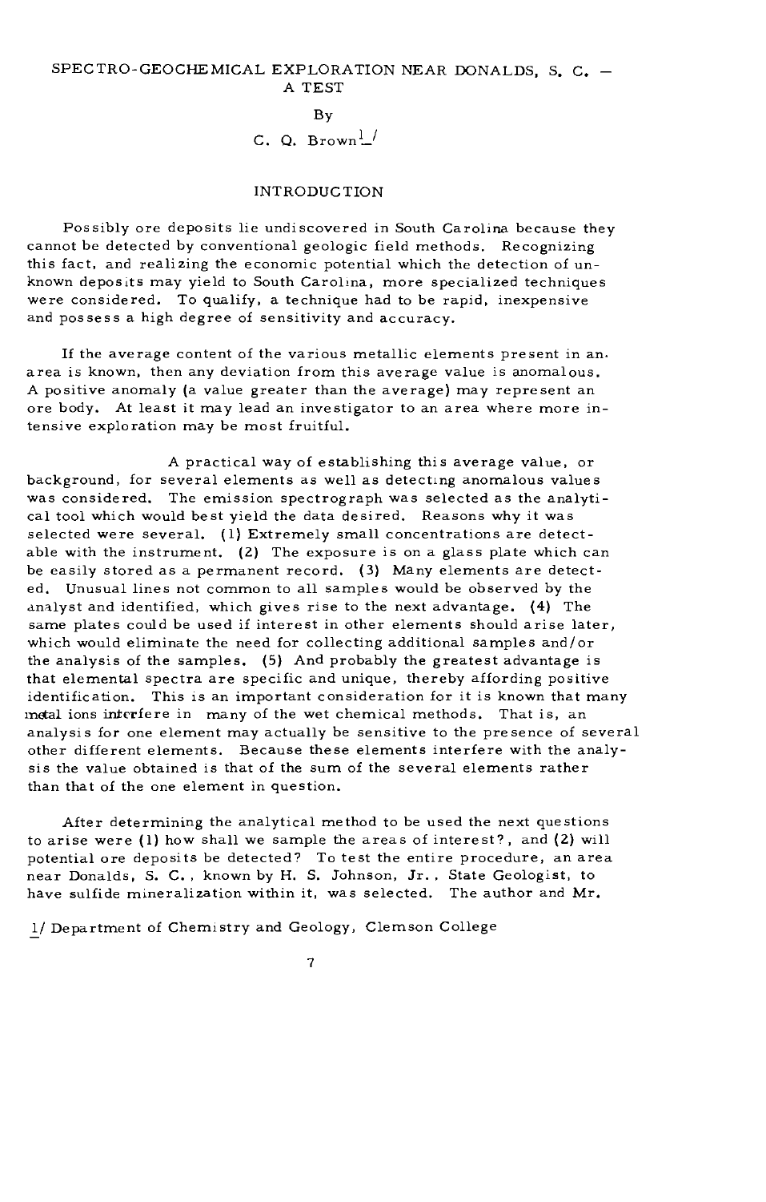# SPECTRO-GEOCHEMICAL EXPLORATION NEAR DONALDS, S. C. — A TEST

By

C. Q. Brown[1]

## INTRODUCTION

Possibly ore deposits lie undiscovered in South Carolina because they cannot be detected by conventional geologic field methods. Recognizing this fact, and realizing the economic potential which the detection of unknown deposits may yield to South Carolina, more specialized techniques were considered. To qualify, a technique had to be rapid, inexpensive and possess a high degree of sensitivity and accuracy.

If the average content of the various metallic elements present in an area is known, then any deviation from this average value is anomalous. A positive anomaly (a value greater than the average) may represent an ore body. At least it may lead an investigator to an area where more intensive exploration may be most fruitful.

A practical way of establishing this average value, or background, for several elements as well as detecting anomalous values was considered. The emission spectrograph was selected as the analytical tool which would best yield the data desired. Reasons why it was selected were several. (1) Extremely small concentrations are detectable with the instrument. (2) The exposure is on a glass plate which can be easily stored as a permanent record. (3) Many elements are detected. Unusual lines not common to all samples would be observed by the analyst and identified, which gives rise to the next advantage. (4) The same plates could be used if interest in other elements should arise later, which would eliminate the need for collecting additional samples and/or the analysis of the samples. (5) And probably the greatest advantage is that elemental spectra are specific and unique, thereby affording positive identification. This is an important consideration for it is known that many metal ions interfere in many of the wet chemical methods. That is, an analysis for one element may actually be sensitive to the presence of several other different elements. Because these elements interfere with the analysis the value obtained is that of the sum of the several elements rather than that of the one element in question.

After determining the analytical method to be used the next questions to arise were (1) how shall we sample the areas of interest?, and (2) will potential ore deposits be detected? To test the entire procedure, an area near Donalds, S. C., known by H. S. Johnson, Jr., State Geologist, to have sulfide mineralization within it, was selected. The author and Mr.

[1] Department of Chemistry and Geology, Clemson College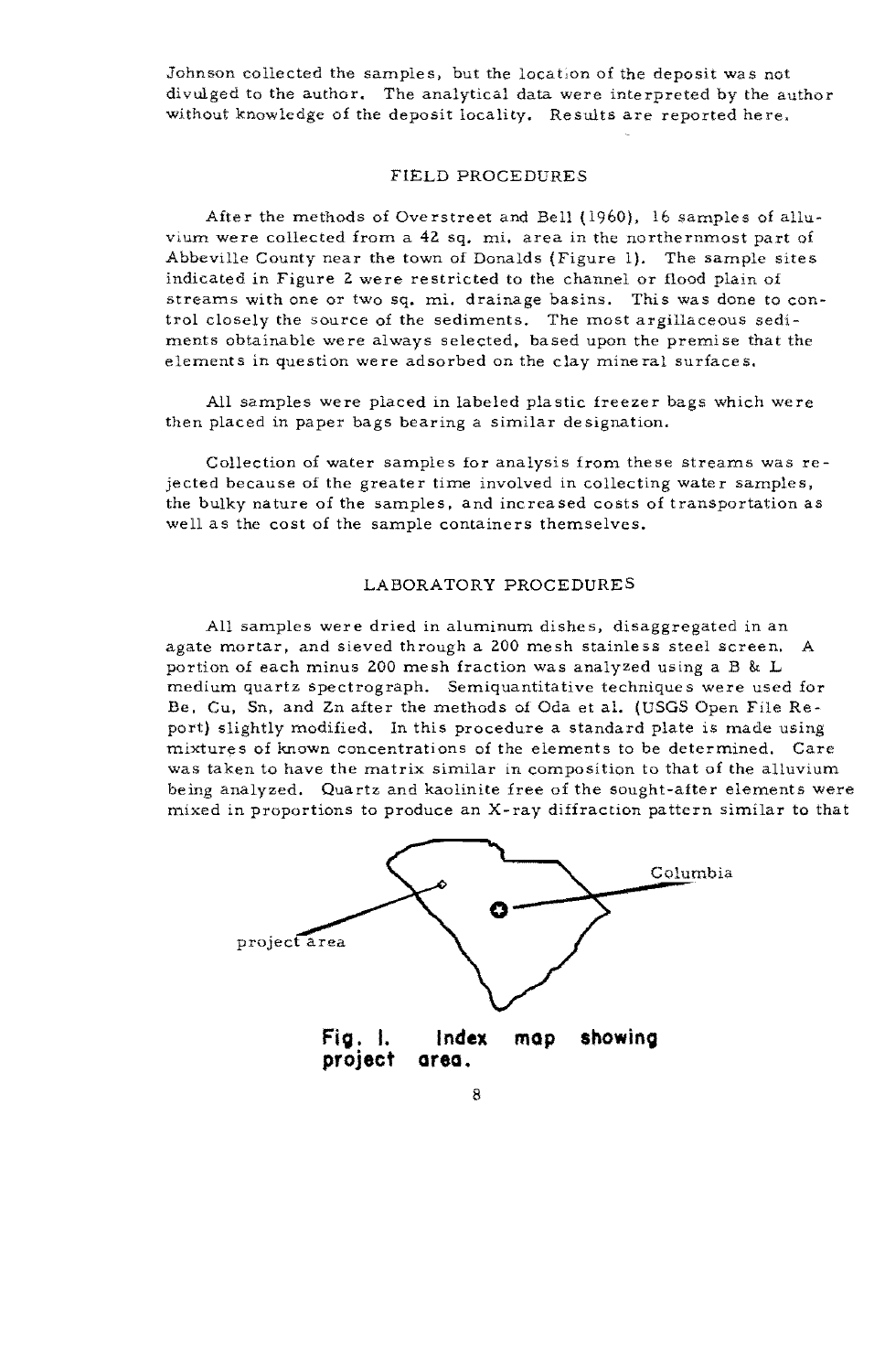Johnson collected the samples, but the location of the deposit was not divulged to the author. The analytical data were interpreted by the author without knowledge of the deposit locality. Results are reported here.

## FIELD PROCEDURES

After the methods of Overstreet and Bell (1960), 16 samples of alluvium were collected from a 42 sq. mi. area in the northernmost part of Abbeville County near the town of Donalds (Figure 1). The sample sites indicated in Figure 2 were restricted to the channel or flood plain of streams with one or two sq. mi. drainage basins. This was done to control closely the source of the sediments. The most argillaceous sediments obtainable were always selected, based upon the premise that the elements in question were adsorbed on the clay mineral surfaces.

All samples were placed in labeled plastic freezer bags which were then placed in paper bags bearing a similar designation.

Collection of water samples for analysis from these streams was rejected because of the greater time involved in collecting water samples, the bulky nature of the samples, and increased costs of transportation as well as the cost of the sample containers themselves.

## LABORATORY PROCEDURES

All samples were dried in aluminum dishes, disaggregated in an agate mortar, and sieved through a 200 mesh stainless steel screen. A portion of each minus 200 mesh fraction was analyzed using a B & L medium quartz spectrograph. Semiquantitative techniques were used for Be, Cu, Sn, and Zn after the methods of Oda et al. (USGS Open File Report) slightly modified. In this procedure a standard plate is made using mixtures of known concentrations of the elements to be determined. Care was taken to have the matrix similar in composition to that of the alluvium being analyzed. Quartz and kaolinite free of the sought-after elements were mixed in proportions to produce an X-ray diffraction pattern similar to that

Columbia

project area

**Fig. 1. Index map showing project area.**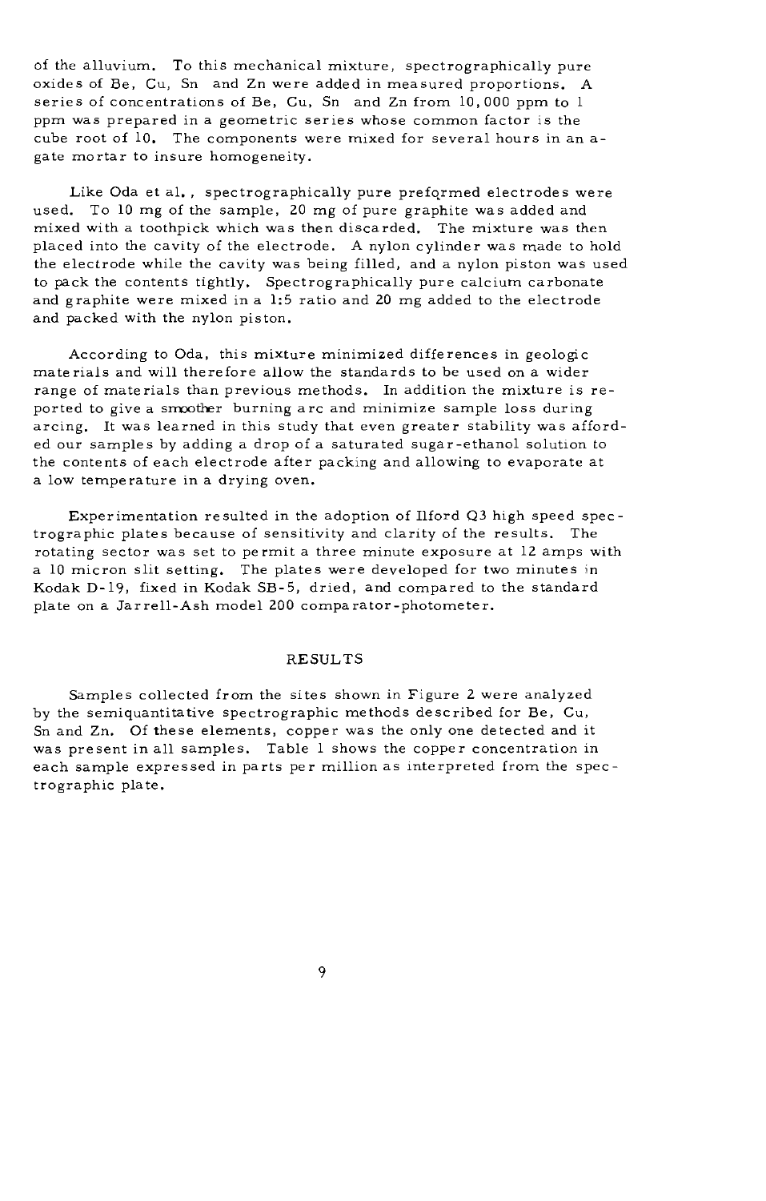of the alluvium. To this mechanical mixture, spectrographically pure oxides of Be, Cu, Sn and Zn were added in measured proportions. A series of concentrations of Be, Cu, Sn and Zn from 10,000 ppm to 1 ppm was prepared in a geometric series whose common factor is the cube root of 10. The components were mixed for several hours in an agate mortar to insure homogeneity.

Like Oda et al., spectrographically pure preformed electrodes were used. To 10 mg of the sample, 20 mg of pure graphite was added and mixed with a toothpick which was then discarded. The mixture was then placed into the cavity of the electrode. A nylon cylinder was made to hold the electrode while the cavity was being filled, and a nylon piston was used to pack the contents tightly. Spectrographically pure calcium carbonate and graphite were mixed in a 1:5 ratio and 20 mg added to the electrode and packed with the nylon piston.

According to Oda, this mixture minimized differences in geologic materials and will therefore allow the standards to be used on a wider range of materials than previous methods. In addition the mixture is reported to give a smoother burning arc and minimize sample loss during arcing. It was learned in this study that even greater stability was afforded our samples by adding a drop of a saturated sugar-ethanol solution to the contents of each electrode after packing and allowing to evaporate at a low temperature in a drying oven.

Experimentation resulted in the adoption of Ilford Q3 high speed spectrographic plates because of sensitivity and clarity of the results. The rotating sector was set to permit a three minute exposure at 12 amps with a 10 micron slit setting. The plates were developed for two minutes in Kodak D-19, fixed in Kodak SB-5, dried, and compared to the standard plate on a Jarrell-Ash model 200 comparator-photometer.

## RESULTS

Samples collected from the sites shown in Figure 2 were analyzed by the semiquantitative spectrographic methods described for Be, Cu, Sn and Zn. Of these elements, copper was the only one detected and it was present in all samples. Table 1 shows the copper concentration in each sample expressed in parts per million as interpreted from the spectrographic plate.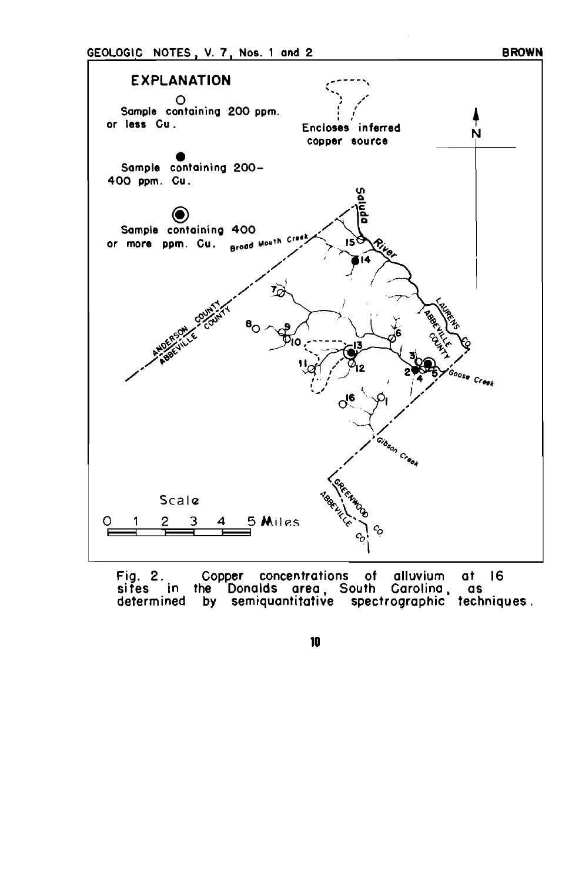EXPLANATION

Sample containing 200 ppm. or less Cu.

Sample containing 200-400 ppm. Cu.

Sample containing 400 or more ppm. Cu.

Encloses inferred copper source

Fig. 2. Copper concentrations of alluvium at 16 sites in the Donalds area, South Carolina, as determined by semiquantitative spectrographic techniques.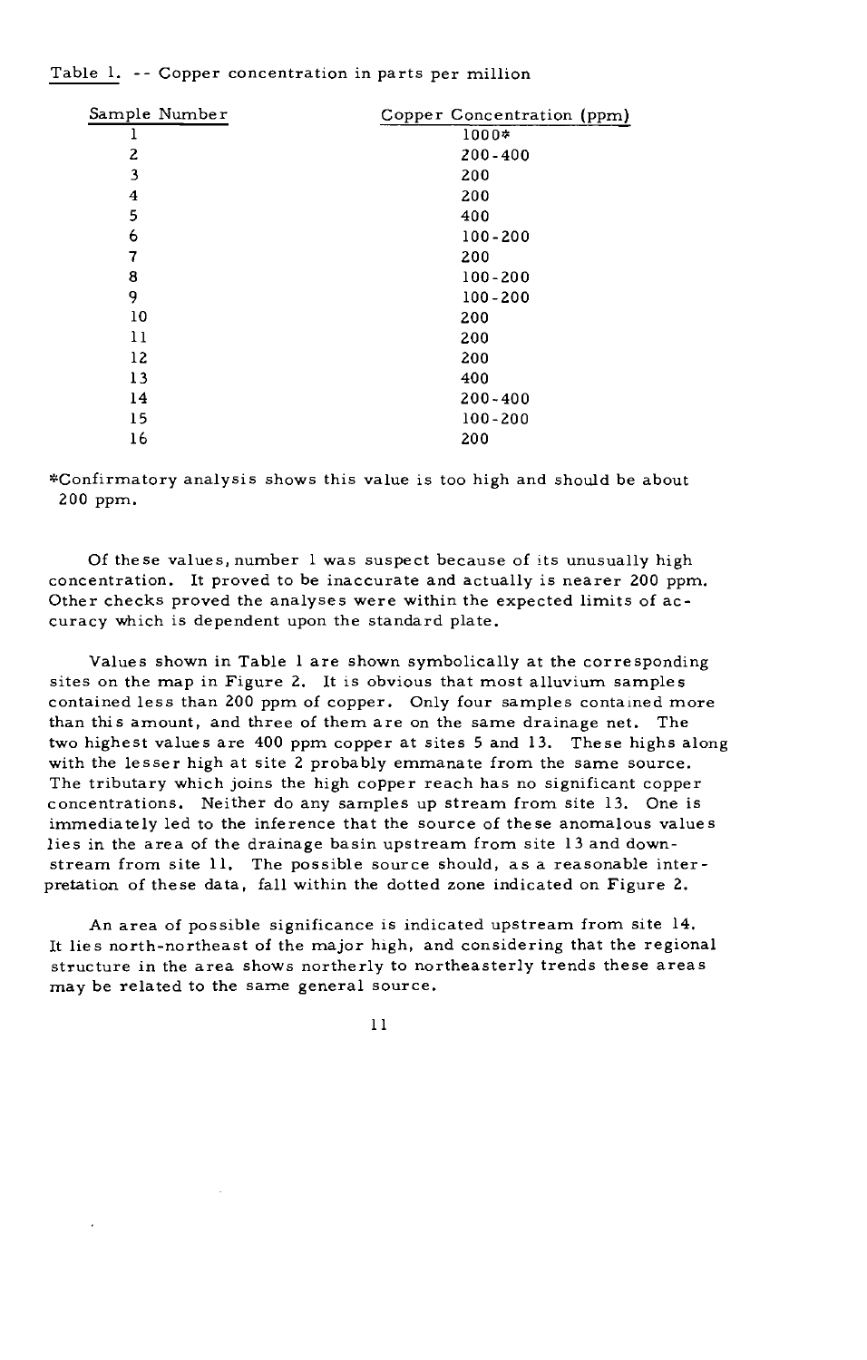Table 1. -- Copper concentration in parts per million

| Sample Number | Copper Concentration (ppm) |
|---|---|
| 1 | 1000* |
| 2 | 200-400 |
| 3 | 200 |
| 4 | 200 |
| 5 | 400 |
| 6 | 100-200 |
| 7 | 200 |
| 8 | 100-200 |
| 9 | 100-200 |
| 10 | 200 |
| 11 | 200 |
| 12 | 200 |
| 13 | 400 |
| 14 | 200-400 |
| 15 | 100-200 |
| 16 | 200 |

*Confirmatory analysis shows this value is too high and should be about 200 ppm.

Of these values, number 1 was suspect because of its unusually high concentration. It proved to be inaccurate and actually is nearer 200 ppm. Other checks proved the analyses were within the expected limits of accuracy which is dependent upon the standard plate.

Values shown in Table 1 are shown symbolically at the corresponding sites on the map in Figure 2. It is obvious that most alluvium samples contained less than 200 ppm of copper. Only four samples contained more than this amount, and three of them are on the same drainage net. The two highest values are 400 ppm copper at sites 5 and 13. These highs along with the lesser high at site 2 probably emmanate from the same source. The tributary which joins the high copper reach has no significant copper concentrations. Neither do any samples up stream from site 13. One is immediately led to the inference that the source of these anomalous values lies in the area of the drainage basin upstream from site 13 and downstream from site 11. The possible source should, as a reasonable interpretation of these data, fall within the dotted zone indicated on Figure 2.

An area of possible significance is indicated upstream from site 14. It lies north-northeast of the major high, and considering that the regional structure in the area shows northerly to northeasterly trends these areas may be related to the same general source.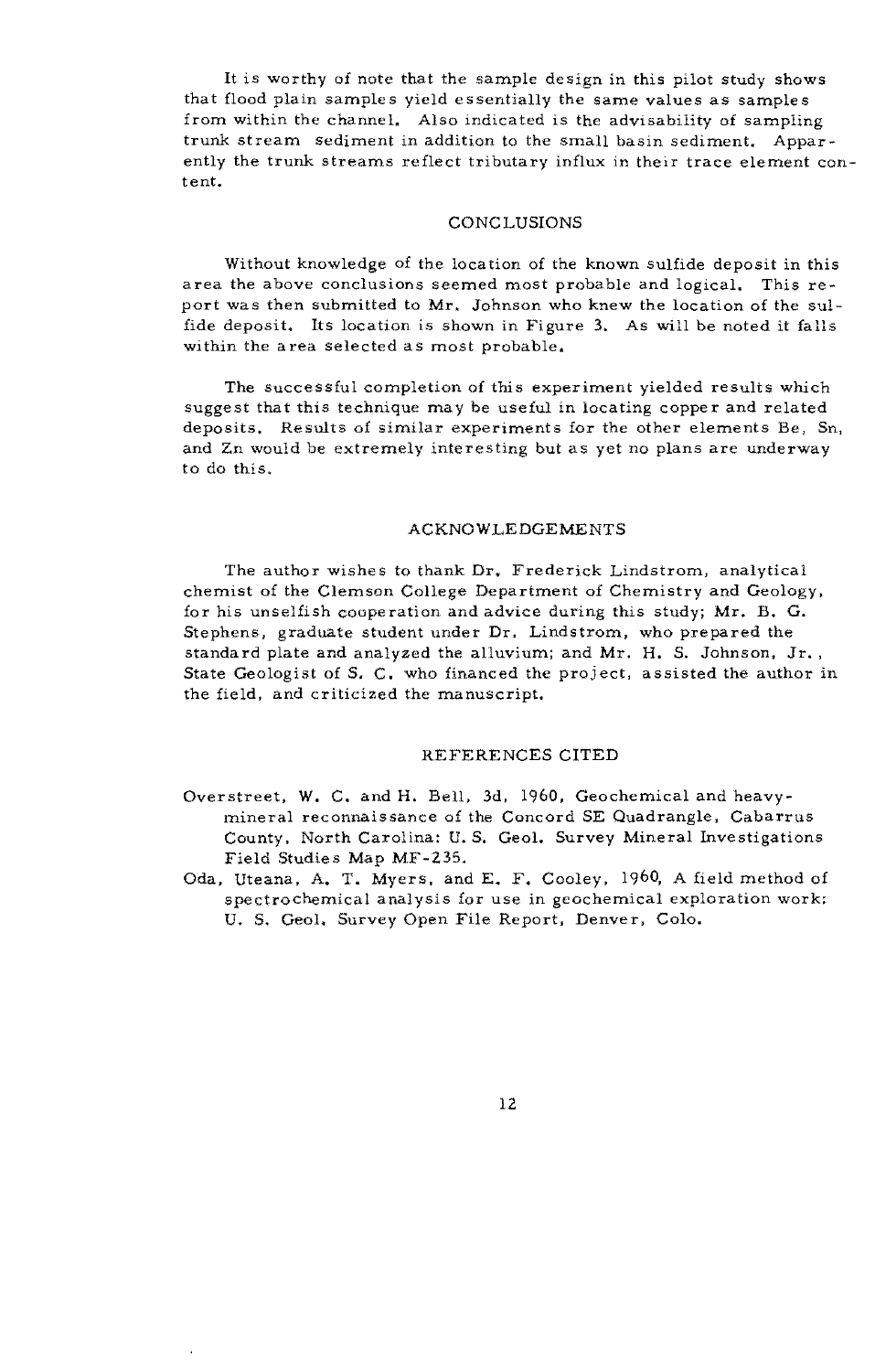It is worthy of note that the sample design in this pilot study shows that flood plain samples yield essentially the same values as samples from within the channel. Also indicated is the advisability of sampling trunk stream sediment in addition to the small basin sediment. Apparently the trunk streams reflect tributary influx in their trace element content.

## CONCLUSIONS

Without knowledge of the location of the known sulfide deposit in this area the above conclusions seemed most probable and logical. This report was then submitted to Mr. Johnson who knew the location of the sulfide deposit. Its location is shown in Figure 3. As will be noted it falls within the area selected as most probable.

The successful completion of this experiment yielded results which suggest that this technique may be useful in locating copper and related deposits. Results of similar experiments for the other elements Be, Sn, and Zn would be extremely interesting but as yet no plans are underway to do this.

## ACKNOWLEDGEMENTS

The author wishes to thank Dr. Frederick Lindstrom, analytical chemist of the Clemson College Department of Chemistry and Geology, for his unselfish cooperation and advice during this study; Mr. B. G. Stephens, graduate student under Dr. Lindstrom, who prepared the standard plate and analyzed the alluvium; and Mr. H. S. Johnson, Jr., State Geologist of S. C. who financed the project, assisted the author in the field, and criticized the manuscript.

## REFERENCES CITED

Overstreet, W. C. and H. Bell, 3d, 1960, Geochemical and heavy-mineral reconnaissance of the Concord SE Quadrangle, Cabarrus County, North Carolina: U. S. Geol. Survey Mineral Investigations Field Studies Map MF-235.

Oda, Uteana, A. T. Myers, and E. F. Cooley, 1960, A field method of spectrochemical analysis for use in geochemical exploration work: U. S. Geol. Survey Open File Report, Denver, Colo.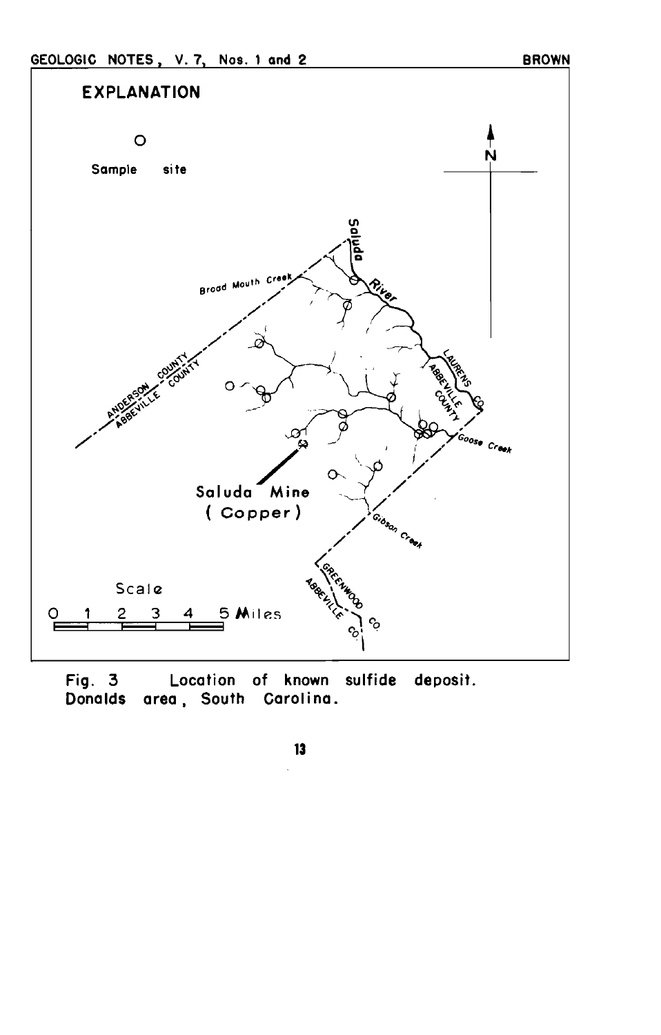EXPLANATION

O

Sample site

N

Saluda River

Broad Mouth Creek

ANDERSON COUNTY

ABBEVILLE COUNTY

LAURENS CO.

ABBEVILLE COUNTY

Goose Creek

Saluda Mine (Copper)

Gibson Creek

GREENWOOD CO.

ABBEVILLE CO.

Scale

0 1 2 3 4 5 Miles

Fig. 3 Location of known sulfide deposit. Donalds area, South Carolina.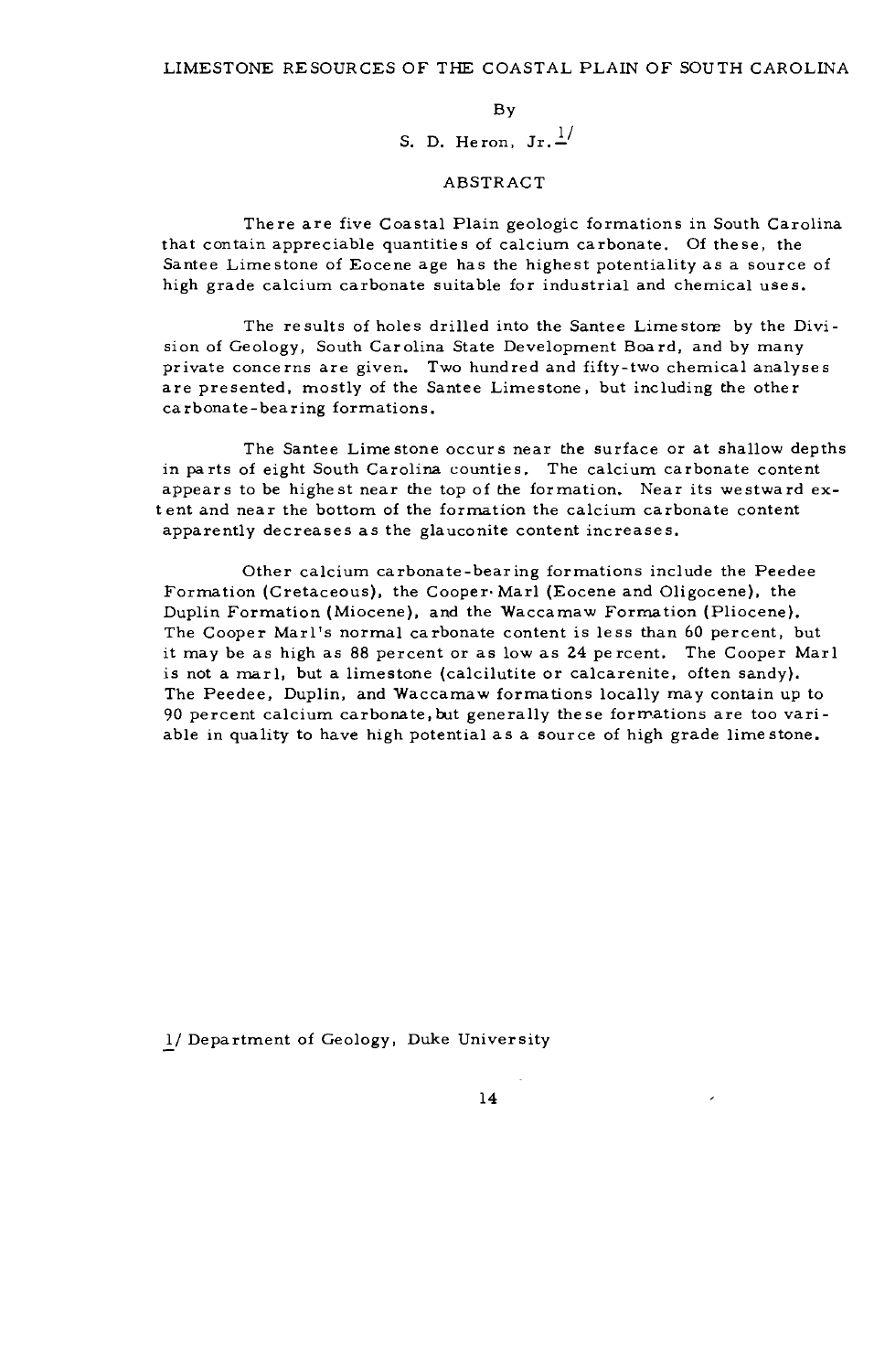# LIMESTONE RESOURCES OF THE COASTAL PLAIN OF SOUTH CAROLINA

By

S. D. Heron, Jr.[1]

## ABSTRACT

There are five Coastal Plain geologic formations in South Carolina that contain appreciable quantities of calcium carbonate. Of these, the Santee Limestone of Eocene age has the highest potentiality as a source of high grade calcium carbonate suitable for industrial and chemical uses.

The results of holes drilled into the Santee Limestone by the Division of Geology, South Carolina State Development Board, and by many private concerns are given. Two hundred and fifty-two chemical analyses are presented, mostly of the Santee Limestone, but including the other carbonate-bearing formations.

The Santee Limestone occurs near the surface or at shallow depths in parts of eight South Carolina counties. The calcium carbonate content appears to be highest near the top of the formation. Near its westward extent and near the bottom of the formation the calcium carbonate content apparently decreases as the glauconite content increases.

Other calcium carbonate-bearing formations include the Peedee Formation (Cretaceous), the Cooper Marl (Eocene and Oligocene), the Duplin Formation (Miocene), and the Waccamaw Formation (Pliocene). The Cooper Marl's normal carbonate content is less than 60 percent, but it may be as high as 88 percent or as low as 24 percent. The Cooper Marl is not a marl, but a limestone (calcilutite or calcarenite, often sandy). The Peedee, Duplin, and Waccamaw formations locally may contain up to 90 percent calcium carbonate, but generally these formations are too variable in quality to have high potential as a source of high grade limestone.

[1] Department of Geology, Duke University